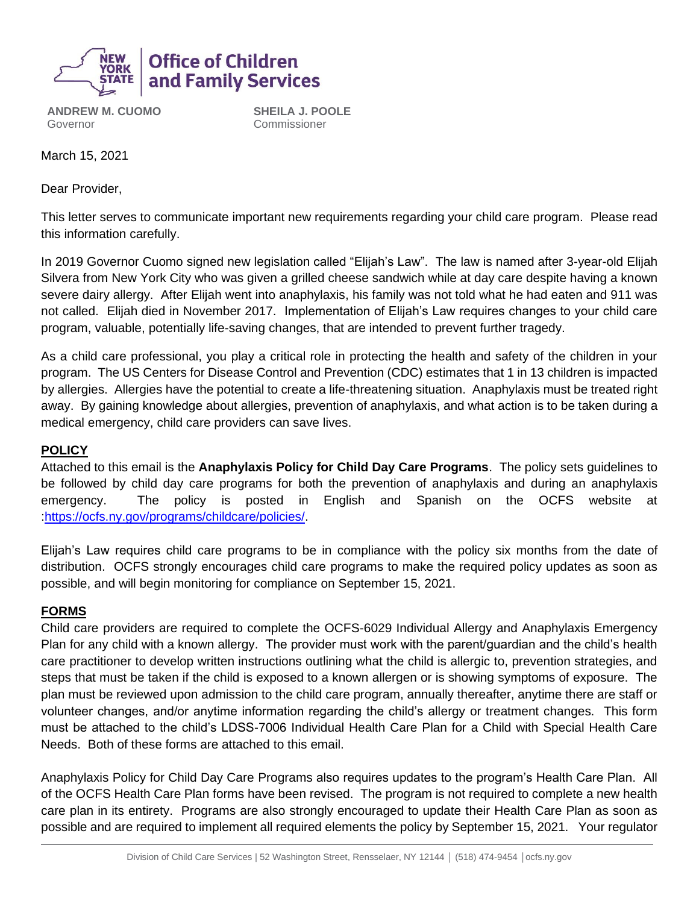**Office of Children and Family Services**

**ANDREW M. CUOMO**
Governor

**SHEILA J. POOLE**
Commissioner

March 15, 2021

Dear Provider,

This letter serves to communicate important new requirements regarding your child care program. Please read this information carefully.

In 2019 Governor Cuomo signed new legislation called "Elijah's Law". The law is named after 3-year-old Elijah Silvera from New York City who was given a grilled cheese sandwich while at day care despite having a known severe dairy allergy. After Elijah went into anaphylaxis, his family was not told what he had eaten and 911 was not called. Elijah died in November 2017. Implementation of Elijah's Law requires changes to your child care program, valuable, potentially life-saving changes, that are intended to prevent further tragedy.

As a child care professional, you play a critical role in protecting the health and safety of the children in your program. The US Centers for Disease Control and Prevention (CDC) estimates that 1 in 13 children is impacted by allergies. Allergies have the potential to create a life-threatening situation. Anaphylaxis must be treated right away. By gaining knowledge about allergies, prevention of anaphylaxis, and what action is to be taken during a medical emergency, child care providers can save lives.

## POLICY

Attached to this email is the **Anaphylaxis Policy for Child Day Care Programs**. The policy sets guidelines to be followed by child day care programs for both the prevention of anaphylaxis and during an anaphylaxis emergency. The policy is posted in English and Spanish on the OCFS website at :https://ocfs.ny.gov/programs/childcare/policies/.

Elijah's Law requires child care programs to be in compliance with the policy six months from the date of distribution. OCFS strongly encourages child care programs to make the required policy updates as soon as possible, and will begin monitoring for compliance on September 15, 2021.

## FORMS

Child care providers are required to complete the OCFS-6029 Individual Allergy and Anaphylaxis Emergency Plan for any child with a known allergy. The provider must work with the parent/guardian and the child's health care practitioner to develop written instructions outlining what the child is allergic to, prevention strategies, and steps that must be taken if the child is exposed to a known allergen or is showing symptoms of exposure. The plan must be reviewed upon admission to the child care program, annually thereafter, anytime there are staff or volunteer changes, and/or anytime information regarding the child's allergy or treatment changes. This form must be attached to the child's LDSS-7006 Individual Health Care Plan for a Child with Special Health Care Needs. Both of these forms are attached to this email.

Anaphylaxis Policy for Child Day Care Programs also requires updates to the program's Health Care Plan. All of the OCFS Health Care Plan forms have been revised. The program is not required to complete a new health care plan in its entirety. Programs are also strongly encouraged to update their Health Care Plan as soon as possible and are required to implement all required elements the policy by September 15, 2021. Your regulator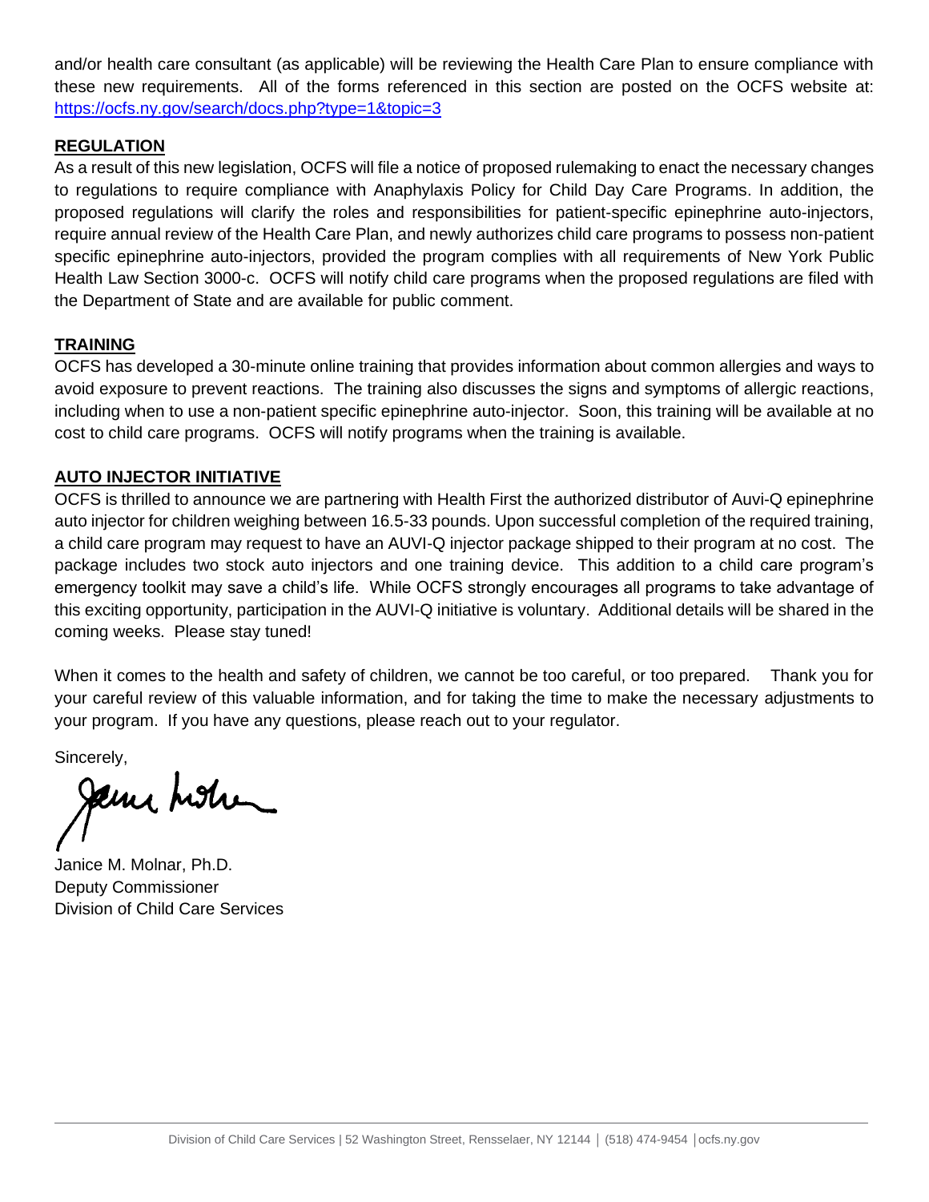and/or health care consultant (as applicable) will be reviewing the Health Care Plan to ensure compliance with these new requirements. All of the forms referenced in this section are posted on the OCFS website at: [https://ocfs.ny.gov/search/docs.php?type=1&topic=3](https://ocfs.ny.gov/search/docs.php?type=1&topic=3)

**REGULATION**

As a result of this new legislation, OCFS will file a notice of proposed rulemaking to enact the necessary changes to regulations to require compliance with Anaphylaxis Policy for Child Day Care Programs. In addition, the proposed regulations will clarify the roles and responsibilities for patient-specific epinephrine auto-injectors, require annual review of the Health Care Plan, and newly authorizes child care programs to possess non-patient specific epinephrine auto-injectors, provided the program complies with all requirements of New York Public Health Law Section 3000-c. OCFS will notify child care programs when the proposed regulations are filed with the Department of State and are available for public comment.

**TRAINING**

OCFS has developed a 30-minute online training that provides information about common allergies and ways to avoid exposure to prevent reactions. The training also discusses the signs and symptoms of allergic reactions, including when to use a non-patient specific epinephrine auto-injector. Soon, this training will be available at no cost to child care programs. OCFS will notify programs when the training is available.

**AUTO INJECTOR INITIATIVE**

OCFS is thrilled to announce we are partnering with Health First the authorized distributor of Auvi-Q epinephrine auto injector for children weighing between 16.5-33 pounds. Upon successful completion of the required training, a child care program may request to have an AUVI-Q injector package shipped to their program at no cost. The package includes two stock auto injectors and one training device. This addition to a child care program's emergency toolkit may save a child's life. While OCFS strongly encourages all programs to take advantage of this exciting opportunity, participation in the AUVI-Q initiative is voluntary. Additional details will be shared in the coming weeks. Please stay tuned!

When it comes to the health and safety of children, we cannot be too careful, or too prepared. Thank you for your careful review of this valuable information, and for taking the time to make the necessary adjustments to your program. If you have any questions, please reach out to your regulator.

Sincerely,

Janice M. Molnar, Ph.D.
Deputy Commissioner
Division of Child Care Services